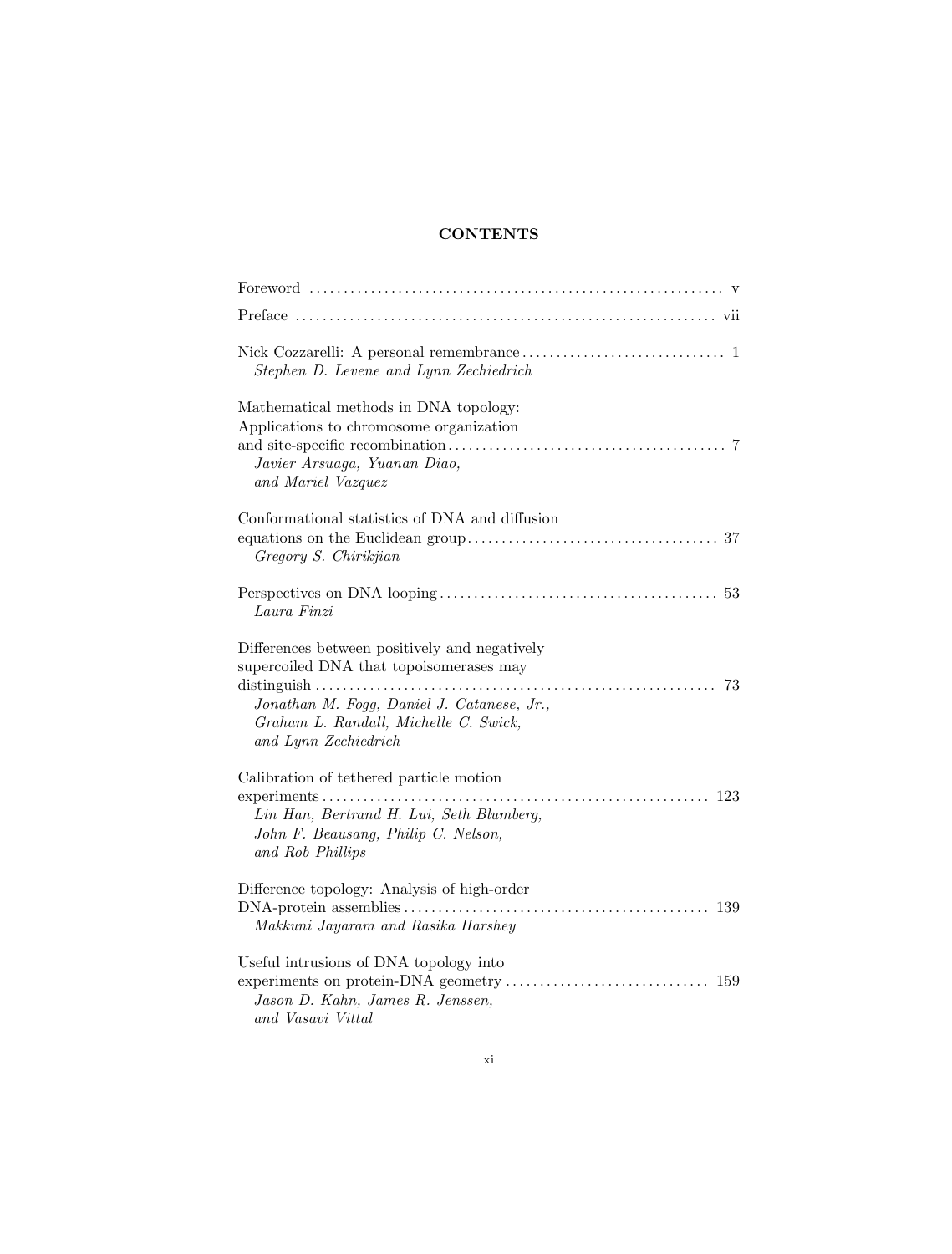# CONTENTS

Foreword ............................................................ v

Preface ............................................................ vii

Nick Cozzarelli: A personal remembrance .............................. 1
*Stephen D. Levene and Lynn Zechiedrich*

Mathematical methods in DNA topology: Applications to chromosome organization and site-specific recombination ........................................ 7
*Javier Arsuaga, Yuanan Diao, and Mariel Vazquez*

Conformational statistics of DNA and diffusion equations on the Euclidean group ..................................... 37
*Gregory S. Chirikjian*

Perspectives on DNA looping ......................................... 53
*Laura Finzi*

Differences between positively and negatively supercoiled DNA that topoisomerases may distinguish ........................................................... 73
*Jonathan M. Fogg, Daniel J. Catanese, Jr., Graham L. Randall, Michelle C. Swick, and Lynn Zechiedrich*

Calibration of tethered particle motion experiments ........................................................ 123
*Lin Han, Bertrand H. Lui, Seth Blumberg, John F. Beausang, Philip C. Nelson, and Rob Phillips*

Difference topology: Analysis of high-order DNA-protein assemblies ............................................ 139
*Makkuni Jayaram and Rasika Harshey*

Useful intrusions of DNA topology into experiments on protein-DNA geometry .............................. 159
*Jason D. Kahn, James R. Jenssen, and Vasavi Vittal*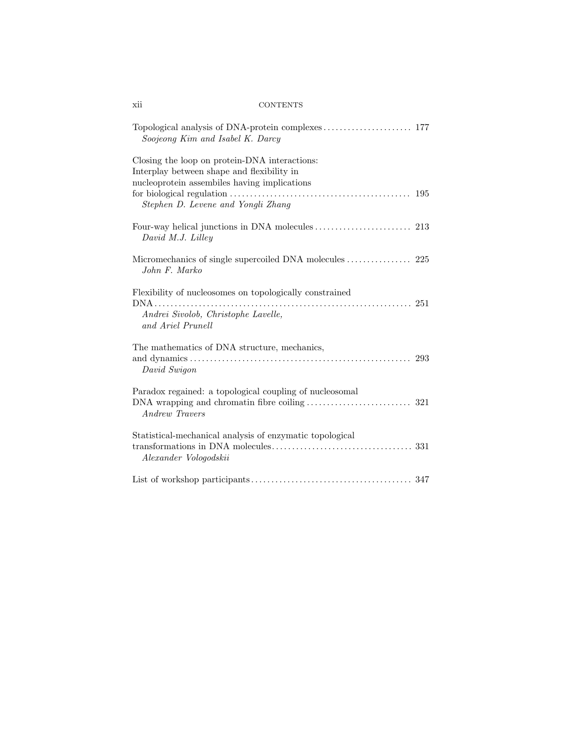Topological analysis of DNA-protein complexes . . . . . . . . . . . . . . . . . . . . . . 177
*Soojeong Kim and Isabel K. Darcy*

Closing the loop on protein-DNA interactions:
Interplay between shape and flexibility in
nucleoprotein assembiles having implications
for biological regulation . . . . . . . . . . . . . . . . . . . . . . . . . . . . . . . . . . . . . . . . . . . . 195
*Stephen D. Levene and Yongli Zhang*

Four-way helical junctions in DNA molecules . . . . . . . . . . . . . . . . . . . . . . . . 213
*David M.J. Lilley*

Micromechanics of single supercoiled DNA molecules . . . . . . . . . . . . . . . . 225
*John F. Marko*

Flexibility of nucleosomes on topologically constrained
DNA . . . . . . . . . . . . . . . . . . . . . . . . . . . . . . . . . . . . . . . . . . . . . . . . . . . . . . . . . . . . . . . 251
*Andrei Sivolob, Christophe Lavelle,*
*and Ariel Prunell*

The mathematics of DNA structure, mechanics,
and dynamics . . . . . . . . . . . . . . . . . . . . . . . . . . . . . . . . . . . . . . . . . . . . . . . . . . . . . . . 293
*David Swigon*

Paradox regained: a topological coupling of nucleosomal
DNA wrapping and chromatin fibre coiling . . . . . . . . . . . . . . . . . . . . . . . . . . 321
*Andrew Travers*

Statistical-mechanical analysis of enzymatic topological
transformations in DNA molecules . . . . . . . . . . . . . . . . . . . . . . . . . . . . . . . . . . . 331
*Alexander Vologodskii*

List of workshop participants . . . . . . . . . . . . . . . . . . . . . . . . . . . . . . . . . . . . . . . . 347